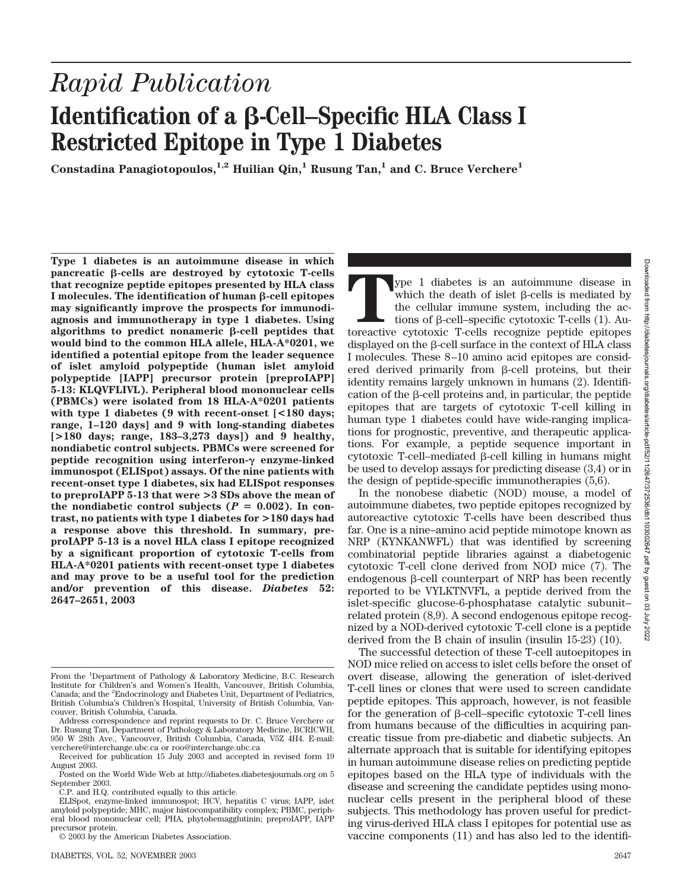*Rapid Publication*

# Identification of a β-Cell–Specific HLA Class I Restricted Epitope in Type 1 Diabetes

**Constadina Panagiotopoulos,[1,2] Huilian Qin,[1] Rusung Tan,[1] and C. Bruce Verchere[1]**

**Type 1 diabetes is an autoimmune disease in which pancreatic β-cells are destroyed by cytotoxic T-cells that recognize peptide epitopes presented by HLA class I molecules. The identification of human β-cell epitopes may significantly improve the prospects for immunodiagnosis and immunotherapy in type 1 diabetes. Using algorithms to predict nonameric β-cell peptides that would bind to the common HLA allele, HLA-A*0201, we identified a potential epitope from the leader sequence of islet amyloid polypeptide (human islet amyloid polypeptide [IAPP] precursor protein [preproIAPP] 5-13: KLQVFLIVL). Peripheral blood mononuclear cells (PBMCs) were isolated from 18 HLA-A*0201 patients with type 1 diabetes (9 with recent-onset [<180 days; range, 1–120 days] and 9 with long-standing diabetes [>180 days; range, 183–3,273 days]) and 9 healthy, nondiabetic control subjects. PBMCs were screened for peptide recognition using interferon-γ enzyme-linked immunospot (ELISpot) assays. Of the nine patients with recent-onset type 1 diabetes, six had ELISpot responses to preproIAPP 5-13 that were >3 SDs above the mean of the nondiabetic control subjects ($P = 0.002$). In contrast, no patients with type 1 diabetes for >180 days had a response above this threshold. In summary, preproIAPP 5-13 is a novel HLA class I epitope recognized by a significant proportion of cytotoxic T-cells from HLA-A*0201 patients with recent-onset type 1 diabetes and may prove to be a useful tool for the prediction and/or prevention of this disease.** ***Diabetes* 52: 2647–2651, 2003**

Type 1 diabetes is an autoimmune disease in which the death of islet β-cells is mediated by the cellular immune system, including the actions of β-cell–specific cytotoxic T-cells (1). Autoreactive cytotoxic T-cells recognize peptide epitopes displayed on the β-cell surface in the context of HLA class I molecules. These 8–10 amino acid epitopes are considered derived primarily from β-cell proteins, but their identity remains largely unknown in humans (2). Identification of the β-cell proteins and, in particular, the peptide epitopes that are targets of cytotoxic T-cell killing in human type 1 diabetes could have wide-ranging implications for prognostic, preventive, and therapeutic applications. For example, a peptide sequence important in cytotoxic T-cell–mediated β-cell killing in humans might be used to develop assays for predicting disease (3,4) or in the design of peptide-specific immunotherapies (5,6).

In the nonobese diabetic (NOD) mouse, a model of autoimmune diabetes, two peptide epitopes recognized by autoreactive cytotoxic T-cells have been described thus far. One is a nine–amino acid peptide mimotope known as NRP (KYNKANWFL) that was identified by screening combinatorial peptide libraries against a diabetogenic cytotoxic T-cell clone derived from NOD mice (7). The endogenous β-cell counterpart of NRP has been recently reported to be VYLKTNVFL, a peptide derived from the islet-specific glucose-6-phosphatase catalytic subunit–related protein (8,9). A second endogenous epitope recognized by a NOD-derived cytotoxic T-cell clone is a peptide derived from the B chain of insulin (insulin 15-23) (10).

The successful detection of these T-cell autoepitopes in NOD mice relied on access to islet cells before the onset of overt disease, allowing the generation of islet-derived T-cell lines or clones that were used to screen candidate peptide epitopes. This approach, however, is not feasible for the generation of β-cell–specific cytotoxic T-cell lines from humans because of the difficulties in acquiring pancreatic tissue from pre-diabetic and diabetic subjects. An alternate approach that is suitable for identifying epitopes in human autoimmune disease relies on predicting peptide epitopes based on the HLA type of individuals with the disease and screening the candidate peptides using mononuclear cells present in the peripheral blood of these subjects. This methodology has proven useful for predicting virus-derived HLA class I epitopes for potential use as vaccine components (11) and has also led to the identifi-

From the [1]Department of Pathology & Laboratory Medicine, B.C. Research Institute for Children's and Women's Health, Vancouver, British Columbia, Canada; and the [2]Endocrinology and Diabetes Unit, Department of Pediatrics, British Columbia's Children's Hospital, University of British Columbia, Vancouver, British Columbia, Canada.

Address correspondence and reprint requests to Dr. C. Bruce Verchere or Dr. Rusung Tan, Department of Pathology & Laboratory Medicine, BCRICWH, 950 W 28th Ave., Vancouver, British Columbia, Canada, V5Z 4H4. E-mail: verchere@interchange.ubc.ca or roo@interchange.ubc.ca

Received for publication 15 July 2003 and accepted in revised form 19 August 2003.

Posted on the World Wide Web at http://diabetes.diabetesjournals.org on 5 September 2003.

C.P. and H.Q. contributed equally to this article.

ELISpot, enzyme-linked immunospot; HCV, hepatitis C virus; IAPP, islet amyloid polypeptide; MHC, major histocompatibility complex; PBMC, peripheral blood mononuclear cell; PHA, phytohemagglutinin; preproIAPP, IAPP precursor protein.

© 2003 by the American Diabetes Association.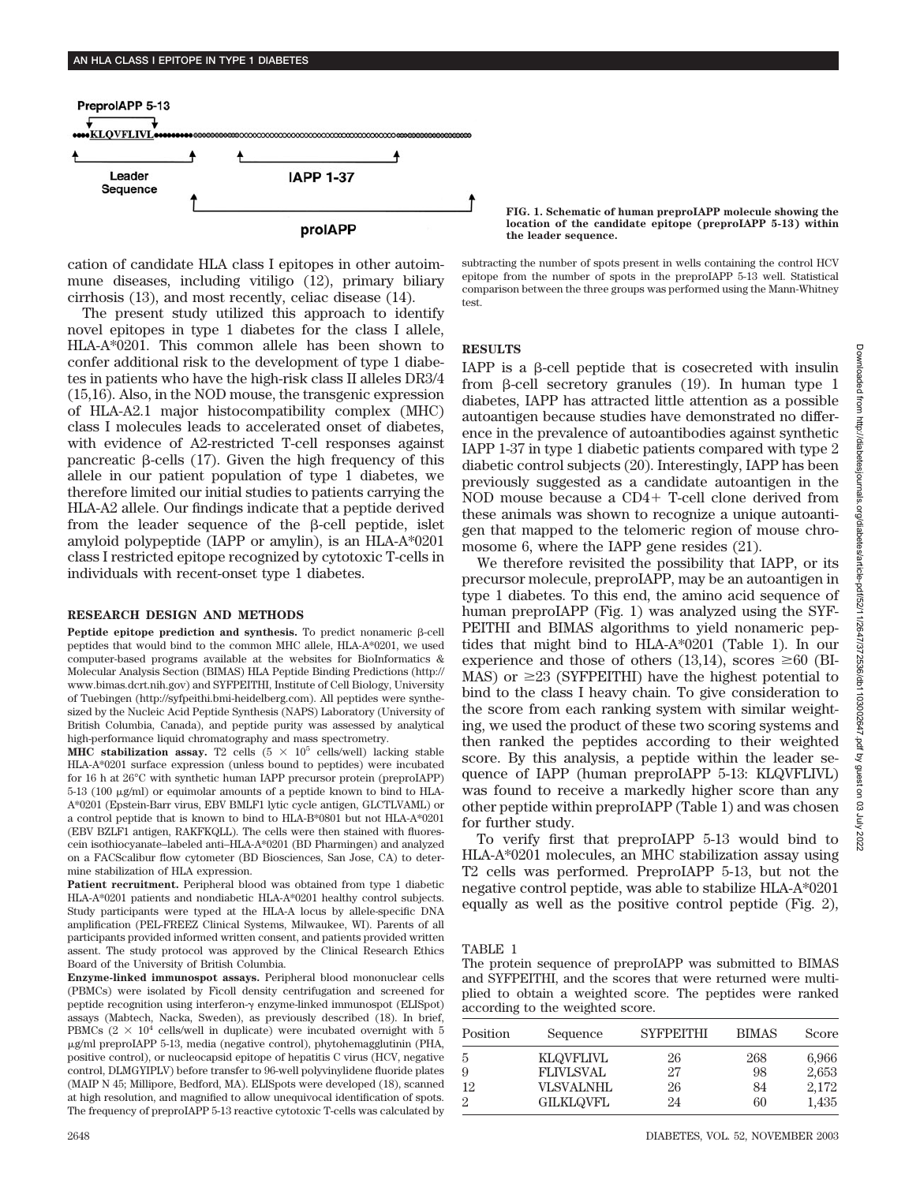PreproIAPP 5-13

••••KLQVFLIVL••••••••

Leader Sequence — IAPP 1-37 — proIAPP

FIG. 1. Schematic of human preproIAPP molecule showing the location of the candidate epitope (preproIAPP 5-13) within the leader sequence.

cation of candidate HLA class I epitopes in other autoimmune diseases, including vitiligo (12), primary biliary cirrhosis (13), and most recently, celiac disease (14).

The present study utilized this approach to identify novel epitopes in type 1 diabetes for the class I allele, HLA-A*0201. This common allele has been shown to confer additional risk to the development of type 1 diabetes in patients who have the high-risk class II alleles DR3/4 (15,16). Also, in the NOD mouse, the transgenic expression of HLA-A2.1 major histocompatibility complex (MHC) class I molecules leads to accelerated onset of diabetes, with evidence of A2-restricted T-cell responses against pancreatic β-cells (17). Given the high frequency of this allele in our patient population of type 1 diabetes, we therefore limited our initial studies to patients carrying the HLA-A2 allele. Our findings indicate that a peptide derived from the leader sequence of the β-cell peptide, islet amyloid polypeptide (IAPP or amylin), is an HLA-A*0201 class I restricted epitope recognized by cytotoxic T-cells in individuals with recent-onset type 1 diabetes.

## RESEARCH DESIGN AND METHODS

**Peptide epitope prediction and synthesis.** To predict nonameric β-cell peptides that would bind to the common MHC allele, HLA-A*0201, we used computer-based programs available at the websites for BioInformatics & Molecular Analysis Section (BIMAS) HLA Peptide Binding Predictions (http://www.bimas.dcrt.nih.gov) and SYFPEITHI, Institute of Cell Biology, University of Tuebingen (http://syfpeithi.bmi-heidelberg.com). All peptides were synthesized by the Nucleic Acid Peptide Synthesis (NAPS) Laboratory (University of British Columbia, Canada), and peptide purity was assessed by analytical high-performance liquid chromatography and mass spectrometry.

**MHC stabilization assay.** T2 cells ($5 \times 10^5$ cells/well) lacking stable HLA-A*0201 surface expression (unless bound to peptides) were incubated for 16 h at 26°C with synthetic human IAPP precursor protein (preproIAPP) 5-13 (100 μg/ml) or equimolar amounts of a peptide known to bind to HLA-A*0201 (Epstein-Barr virus, EBV BMLF1 lytic cycle antigen, GLCTLVAML) or a control peptide that is known to bind to HLA-B*0801 but not HLA-A*0201 (EBV BZLF1 antigen, RAKFKQLL). The cells were then stained with fluorescein isothiocyanate–labeled anti–HLA-A*0201 (BD Pharmingen) and analyzed on a FACScalibur flow cytometer (BD Biosciences, San Jose, CA) to determine stabilization of HLA expression.

**Patient recruitment.** Peripheral blood was obtained from type 1 diabetic HLA-A*0201 patients and nondiabetic HLA-A*0201 healthy control subjects. Study participants were typed at the HLA-A locus by allele-specific DNA amplification (PEL-FREEZ Clinical Systems, Milwaukee, WI). Parents of all participants provided informed written consent, and patients provided written assent. The study protocol was approved by the Clinical Research Ethics Board of the University of British Columbia.

**Enzyme-linked immunospot assays.** Peripheral blood mononuclear cells (PBMCs) were isolated by Ficoll density centrifugation and screened for peptide recognition using interferon-γ enzyme-linked immunospot (ELISpot) assays (Mabtech, Nacka, Sweden), as previously described (18). In brief, PBMCs ($2 \times 10^4$ cells/well in duplicate) were incubated overnight with 5 μg/ml preproIAPP 5-13, media (negative control), phytohemagglutinin (PHA, positive control), or nucleocapsid epitope of hepatitis C virus (HCV, negative control, DLMGYIPLV) before transfer to 96-well polyvinylidene fluoride plates (MAIP N 45; Millipore, Bedford, MA). ELISpots were developed (18), scanned at high resolution, and magnified to allow unequivocal identification of spots. The frequency of preproIAPP 5-13 reactive cytotoxic T-cells was calculated by subtracting the number of spots present in wells containing the control HCV epitope from the number of spots in the preproIAPP 5-13 well. Statistical comparison between the three groups was performed using the Mann-Whitney test.

## RESULTS

IAPP is a β-cell peptide that is cosecreted with insulin from β-cell secretory granules (19). In human type 1 diabetes, IAPP has attracted little attention as a possible autoantigen because studies have demonstrated no difference in the prevalence of autoantibodies against synthetic IAPP 1-37 in type 1 diabetic patients compared with type 2 diabetic control subjects (20). Interestingly, IAPP has been previously suggested as a candidate autoantigen in the NOD mouse because a CD4+ T-cell clone derived from these animals was shown to recognize a unique autoantigen that mapped to the telomeric region of mouse chromosome 6, where the IAPP gene resides (21).

We therefore revisited the possibility that IAPP, or its precursor molecule, preproIAPP, may be an autoantigen in type 1 diabetes. To this end, the amino acid sequence of human preproIAPP (Fig. 1) was analyzed using the SYFPEITHI and BIMAS algorithms to yield nonameric peptides that might bind to HLA-A*0201 (Table 1). In our experience and those of others (13,14), scores ≥60 (BIMAS) or ≥23 (SYFPEITHI) have the highest potential to bind to the class I heavy chain. To give consideration to the score from each ranking system with similar weighting, we used the product of these two scoring systems and then ranked the peptides according to their weighted score. By this analysis, a peptide within the leader sequence of IAPP (human preproIAPP 5-13: KLQVFLIVL) was found to receive a markedly higher score than any other peptide within preproIAPP (Table 1) and was chosen for further study.

To verify first that preproIAPP 5-13 would bind to HLA-A*0201 molecules, an MHC stabilization assay using T2 cells was performed. PreproIAPP 5-13, but not the negative control peptide, was able to stabilize HLA-A*0201 equally as well as the positive control peptide (Fig. 2),

TABLE 1
The protein sequence of preproIAPP was submitted to BIMAS and SYFPEITHI, and the scores that were returned were multiplied to obtain a weighted score. The peptides were ranked according to the weighted score.

| Position | Sequence | SYFPEITHI | BIMAS | Score |
|---|---|---|---|---|
| 5 | KLQVFLIVL | 26 | 268 | 6,966 |
| 9 | FLIVLSVAL | 27 | 98 | 2,653 |
| 12 | VLSVALNHL | 26 | 84 | 2,172 |
| 2 | GILKLQVFL | 24 | 60 | 1,435 |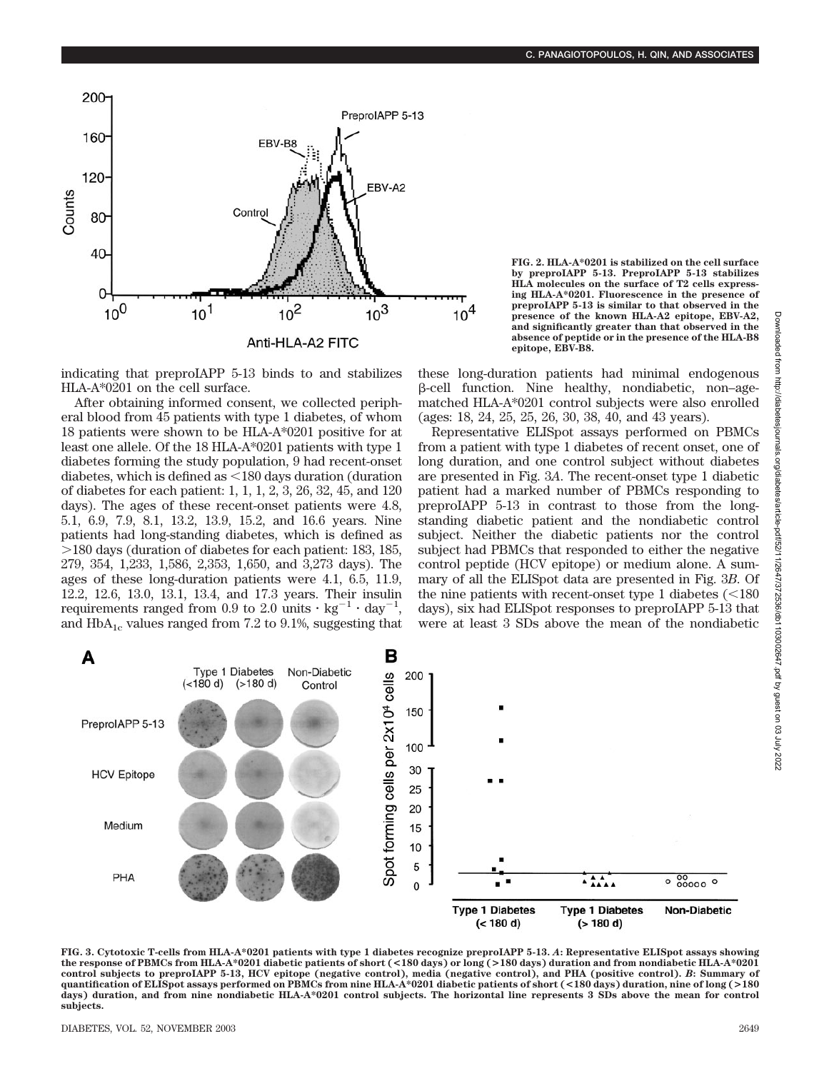FIG. 2. HLA-A*0201 is stabilized on the cell surface by preproIAPP 5-13. PreproIAPP 5-13 stabilizes HLA molecules on the surface of T2 cells expressing HLA-A*0201. Fluorescence in the presence of preproIAPP 5-13 is similar to that observed in the presence of the known HLA-A2 epitope, EBV-A2, and significantly greater than that observed in the absence of peptide or in the presence of the HLA-B8 epitope, EBV-B8.

indicating that preproIAPP 5-13 binds to and stabilizes HLA-A*0201 on the cell surface.

After obtaining informed consent, we collected peripheral blood from 45 patients with type 1 diabetes, of whom 18 patients were shown to be HLA-A*0201 positive for at least one allele. Of the 18 HLA-A*0201 patients with type 1 diabetes forming the study population, 9 had recent-onset diabetes, which is defined as <180 days duration (duration of diabetes for each patient: 1, 1, 1, 2, 3, 26, 32, 45, and 120 days). The ages of these recent-onset patients were 4.8, 5.1, 6.9, 7.9, 8.1, 13.2, 13.9, 15.2, and 16.6 years. Nine patients had long-standing diabetes, which is defined as >180 days (duration of diabetes for each patient: 183, 185, 279, 354, 1,233, 1,586, 2,353, 1,650, and 3,273 days). The ages of these long-duration patients were 4.1, 6.5, 11.9, 12.2, 12.6, 13.0, 13.1, 13.4, and 17.3 years. Their insulin requirements ranged from 0.9 to 2.0 units $\cdot$ $kg^{-1}$ $\cdot$ $day^{-1}$, and $HbA_{1c}$ values ranged from 7.2 to 9.1%, suggesting that these long-duration patients had minimal endogenous β-cell function. Nine healthy, nondiabetic, non–age-matched HLA-A*0201 control subjects were also enrolled (ages: 18, 24, 25, 25, 26, 30, 38, 40, and 43 years).

Representative ELISpot assays performed on PBMCs from a patient with type 1 diabetes of recent onset, one of long duration, and one control subject without diabetes are presented in Fig. 3*A*. The recent-onset type 1 diabetic patient had a marked number of PBMCs responding to preproIAPP 5-13 in contrast to those from the long-standing diabetic patient and the nondiabetic control subject. Neither the diabetic patients nor the control subject had PBMCs that responded to either the negative control peptide (HCV epitope) or medium alone. A summary of all the ELISpot data are presented in Fig. 3*B*. Of the nine patients with recent-onset type 1 diabetes (<180 days), six had ELISpot responses to preproIAPP 5-13 that were at least 3 SDs above the mean of the nondiabetic

FIG. 3. Cytotoxic T-cells from HLA-A*0201 patients with type 1 diabetes recognize preproIAPP 5-13. *A*: Representative ELISpot assays showing the response of PBMCs from HLA-A*0201 diabetic patients of short (<180 days) or long (>180 days) duration and from nondiabetic HLA-A*0201 control subjects to preproIAPP 5-13, HCV epitope (negative control), media (negative control), and PHA (positive control). *B*: Summary of quantification of ELISpot assays performed on PBMCs from nine HLA-A*0201 diabetic patients of short (<180 days) duration, nine of long (>180 days) duration, and from nine nondiabetic HLA-A*0201 control subjects. The horizontal line represents 3 SDs above the mean for control subjects.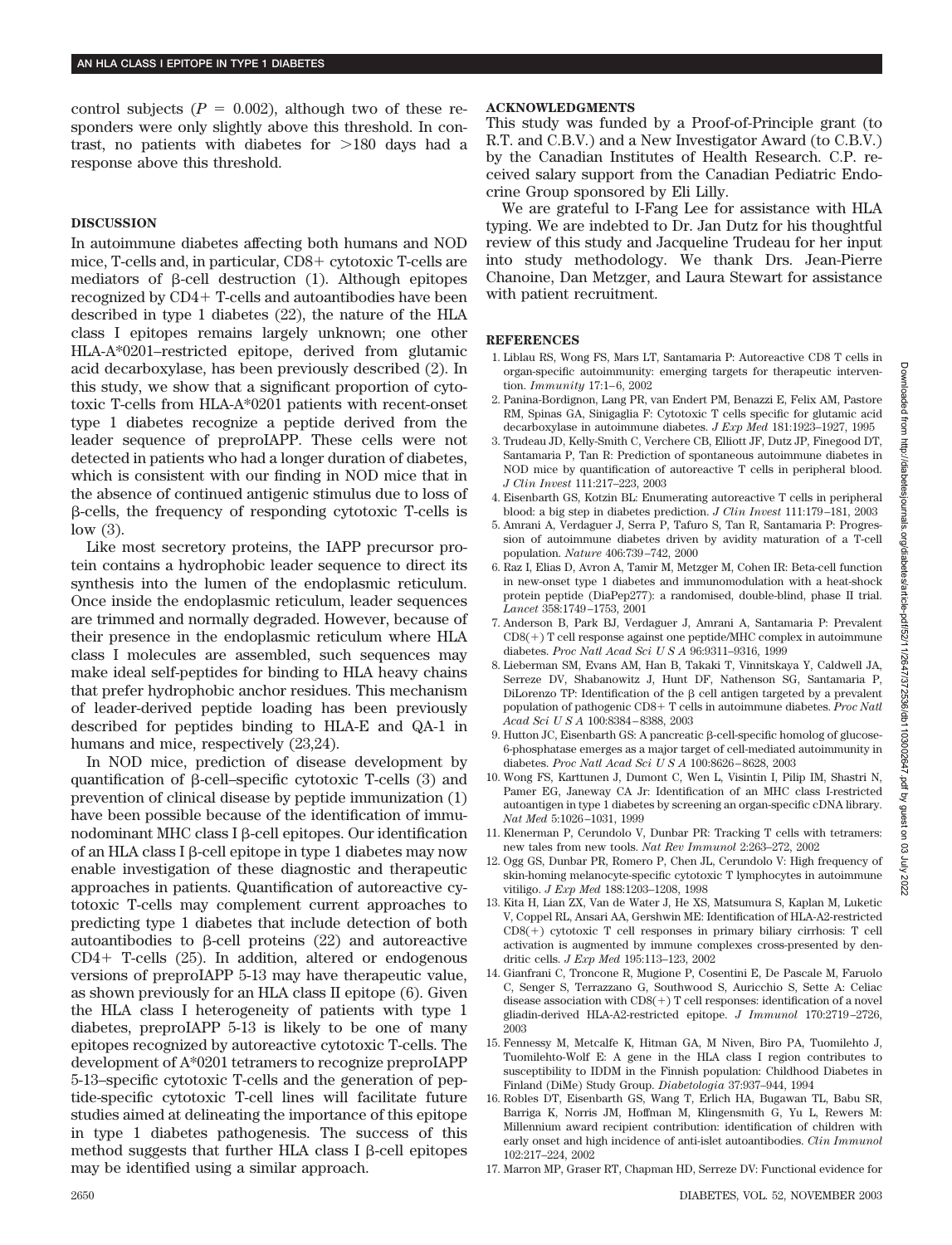control subjects ($P = 0.002$), although two of these responders were only slightly above this threshold. In contrast, no patients with diabetes for >180 days had a response above this threshold.

## DISCUSSION

In autoimmune diabetes affecting both humans and NOD mice, T-cells and, in particular, CD8+ cytotoxic T-cells are mediators of β-cell destruction (1). Although epitopes recognized by CD4+ T-cells and autoantibodies have been described in type 1 diabetes (22), the nature of the HLA class I epitopes remains largely unknown; one other HLA-A*0201–restricted epitope, derived from glutamic acid decarboxylase, has been previously described (2). In this study, we show that a significant proportion of cytotoxic T-cells from HLA-A*0201 patients with recent-onset type 1 diabetes recognize a peptide derived from the leader sequence of preproIAPP. These cells were not detected in patients who had a longer duration of diabetes, which is consistent with our finding in NOD mice that in the absence of continued antigenic stimulus due to loss of β-cells, the frequency of responding cytotoxic T-cells is low (3).

Like most secretory proteins, the IAPP precursor protein contains a hydrophobic leader sequence to direct its synthesis into the lumen of the endoplasmic reticulum. Once inside the endoplasmic reticulum, leader sequences are trimmed and normally degraded. However, because of their presence in the endoplasmic reticulum where HLA class I molecules are assembled, such sequences may make ideal self-peptides for binding to HLA heavy chains that prefer hydrophobic anchor residues. This mechanism of leader-derived peptide loading has been previously described for peptides binding to HLA-E and QA-1 in humans and mice, respectively (23,24).

In NOD mice, prediction of disease development by quantification of β-cell–specific cytotoxic T-cells (3) and prevention of clinical disease by peptide immunization (1) have been possible because of the identification of immunodominant MHC class I β-cell epitopes. Our identification of an HLA class I β-cell epitope in type 1 diabetes may now enable investigation of these diagnostic and therapeutic approaches in patients. Quantification of autoreactive cytotoxic T-cells may complement current approaches to predicting type 1 diabetes that include detection of both autoantibodies to β-cell proteins (22) and autoreactive CD4+ T-cells (25). In addition, altered or endogenous versions of preproIAPP 5-13 may have therapeutic value, as shown previously for an HLA class II epitope (6). Given the HLA class I heterogeneity of patients with type 1 diabetes, preproIAPP 5-13 is likely to be one of many epitopes recognized by autoreactive cytotoxic T-cells. The development of A*0201 tetramers to recognize preproIAPP 5-13–specific cytotoxic T-cells and the generation of peptide-specific cytotoxic T-cell lines will facilitate future studies aimed at delineating the importance of this epitope in type 1 diabetes pathogenesis. The success of this method suggests that further HLA class I β-cell epitopes may be identified using a similar approach.

## ACKNOWLEDGMENTS

This study was funded by a Proof-of-Principle grant (to R.T. and C.B.V.) and a New Investigator Award (to C.B.V.) by the Canadian Institutes of Health Research. C.P. received salary support from the Canadian Pediatric Endocrine Group sponsored by Eli Lilly.

We are grateful to I-Fang Lee for assistance with HLA typing. We are indebted to Dr. Jan Dutz for his thoughtful review of this study and Jacqueline Trudeau for her input into study methodology. We thank Drs. Jean-Pierre Chanoine, Dan Metzger, and Laura Stewart for assistance with patient recruitment.

## REFERENCES

1. Liblau RS, Wong FS, Mars LT, Santamaria P: Autoreactive CD8 T cells in organ-specific autoimmunity: emerging targets for therapeutic intervention. *Immunity* 17:1–6, 2002
2. Panina-Bordignon, Lang PR, van Endert PM, Benazzi E, Felix AM, Pastore RM, Spinas GA, Sinigaglia F: Cytotoxic T cells specific for glutamic acid decarboxylase in autoimmune diabetes. *J Exp Med* 181:1923–1927, 1995
3. Trudeau JD, Kelly-Smith C, Verchere CB, Elliott JF, Dutz JP, Finegood DT, Santamaria P, Tan R: Prediction of spontaneous autoimmune diabetes in NOD mice by quantification of autoreactive T cells in peripheral blood. *J Clin Invest* 111:217–223, 2003
4. Eisenbarth GS, Kotzin BL: Enumerating autoreactive T cells in peripheral blood: a big step in diabetes prediction. *J Clin Invest* 111:179–181, 2003
5. Amrani A, Verdaguer J, Serra P, Tafuro S, Tan R, Santamaria P: Progression of autoimmune diabetes driven by avidity maturation of a T-cell population. *Nature* 406:739–742, 2000
6. Raz I, Elias D, Avron A, Tamir M, Metzger M, Cohen IR: Beta-cell function in new-onset type 1 diabetes and immunomodulation with a heat-shock protein peptide (DiaPep277): a randomised, double-blind, phase II trial. *Lancet* 358:1749–1753, 2001
7. Anderson B, Park BJ, Verdaguer J, Amrani A, Santamaria P: Prevalent CD8(+) T cell response against one peptide/MHC complex in autoimmune diabetes. *Proc Natl Acad Sci U S A* 96:9311–9316, 1999
8. Lieberman SM, Evans AM, Han B, Takaki T, Vinnitskaya Y, Caldwell JA, Serreze DV, Shabanowitz J, Hunt DF, Nathenson SG, Santamaria P, DiLorenzo TP: Identification of the β cell antigen targeted by a prevalent population of pathogenic CD8+ T cells in autoimmune diabetes. *Proc Natl Acad Sci U S A* 100:8384–8388, 2003
9. Hutton JC, Eisenbarth GS: A pancreatic β-cell-specific homolog of glucose-6-phosphatase emerges as a major target of cell-mediated autoimmunity in diabetes. *Proc Natl Acad Sci U S A* 100:8626–8628, 2003
10. Wong FS, Karttunen J, Dumont C, Wen L, Visintin I, Pilip IM, Shastri N, Pamer EG, Janeway CA Jr: Identification of an MHC class I-restricted autoantigen in type 1 diabetes by screening an organ-specific cDNA library. *Nat Med* 5:1026–1031, 1999
11. Klenerman P, Cerundolo V, Dunbar PR: Tracking T cells with tetramers: new tales from new tools. *Nat Rev Immunol* 2:263–272, 2002
12. Ogg GS, Dunbar PR, Romero P, Chen JL, Cerundolo V: High frequency of skin-homing melanocyte-specific cytotoxic T lymphocytes in autoimmune vitiligo. *J Exp Med* 188:1203–1208, 1998
13. Kita H, Lian ZX, Van de Water J, He XS, Matsumura S, Kaplan M, Luketic V, Coppel RL, Ansari AA, Gershwin ME: Identification of HLA-A2-restricted CD8(+) cytotoxic T cell responses in primary biliary cirrhosis: T cell activation is augmented by immune complexes cross-presented by dendritic cells. *J Exp Med* 195:113–123, 2002
14. Gianfrani C, Troncone R, Mugione P, Cosentini E, De Pascale M, Faruolo C, Senger S, Terrazzano G, Southwood S, Auricchio S, Sette A: Celiac disease association with CD8(+) T cell responses: identification of a novel gliadin-derived HLA-A2-restricted epitope. *J Immunol* 170:2719–2726, 2003
15. Fennessy M, Metcalfe K, Hitman GA, M Niven, Biro PA, Tuomilehto J, Tuomilehto-Wolf E: A gene in the HLA class I region contributes to susceptibility to IDDM in the Finnish population: Childhood Diabetes in Finland (DiMe) Study Group. *Diabetologia* 37:937–944, 1994
16. Robles DT, Eisenbarth GS, Wang T, Erlich HA, Bugawan TL, Babu SR, Barriga K, Norris JM, Hoffman M, Klingensmith G, Yu L, Rewers M: Millennium award recipient contribution: identification of children with early onset and high incidence of anti-islet autoantibodies. *Clin Immunol* 102:217–224, 2002
17. Marron MP, Graser RT, Chapman HD, Serreze DV: Functional evidence for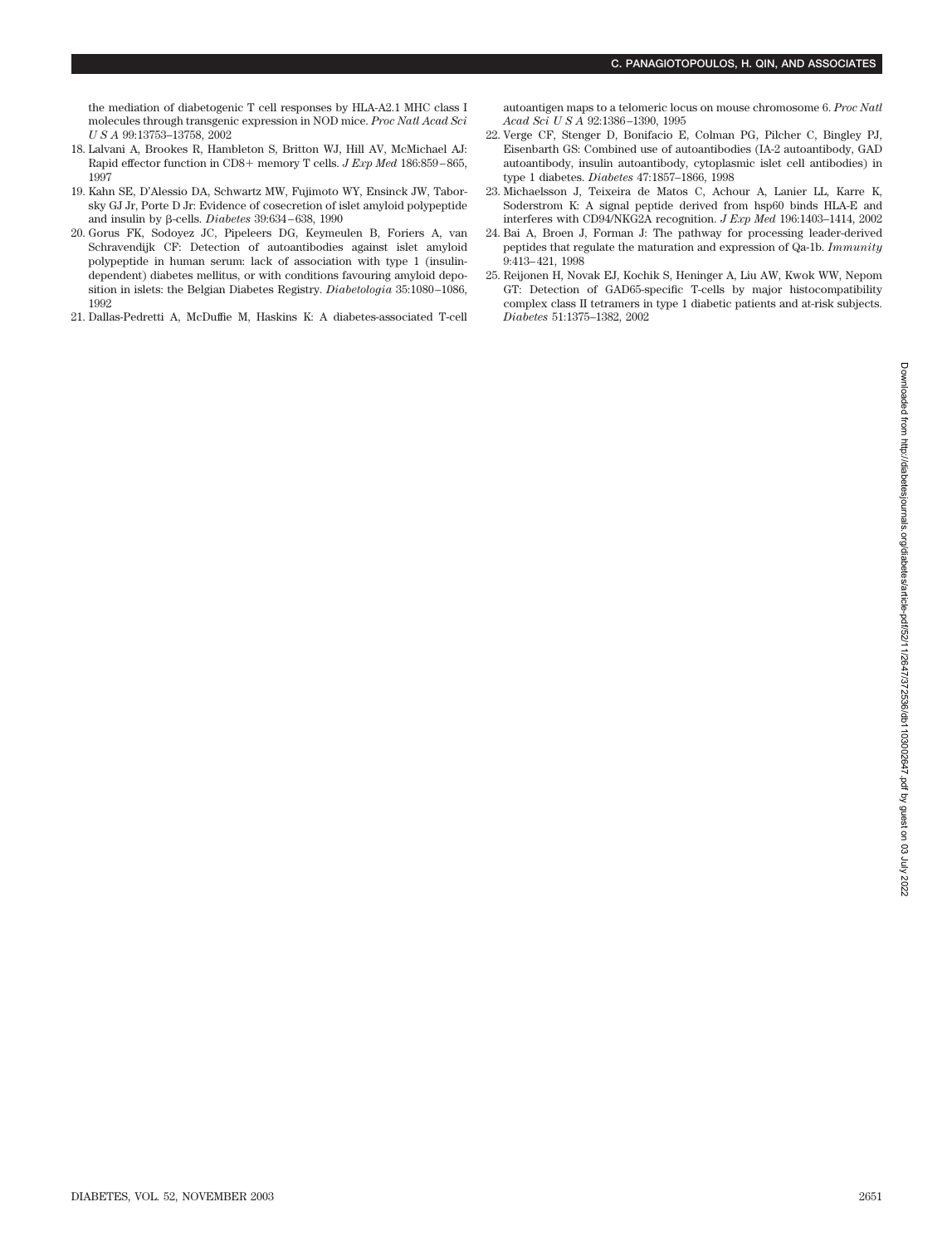the mediation of diabetogenic T cell responses by HLA-A2.1 MHC class I molecules through transgenic expression in NOD mice. *Proc Natl Acad Sci U S A* 99:13753–13758, 2002

18. Lalvani A, Brookes R, Hambleton S, Britton WJ, Hill AV, McMichael AJ: Rapid effector function in CD8+ memory T cells. *J Exp Med* 186:859–865, 1997
19. Kahn SE, D'Alessio DA, Schwartz MW, Fujimoto WY, Ensinck JW, Taborsky GJ Jr, Porte D Jr: Evidence of cosecretion of islet amyloid polypeptide and insulin by β-cells. *Diabetes* 39:634–638, 1990
20. Gorus FK, Sodoyez JC, Pipeleers DG, Keymeulen B, Foriers A, van Schravendijk CF: Detection of autoantibodies against islet amyloid polypeptide in human serum: lack of association with type 1 (insulin-dependent) diabetes mellitus, or with conditions favouring amyloid deposition in islets: the Belgian Diabetes Registry. *Diabetologia* 35:1080–1086, 1992
21. Dallas-Pedretti A, McDuffie M, Haskins K: A diabetes-associated T-cell autoantigen maps to a telomeric locus on mouse chromosome 6. *Proc Natl Acad Sci U S A* 92:1386–1390, 1995
22. Verge CF, Stenger D, Bonifacio E, Colman PG, Pilcher C, Bingley PJ, Eisenbarth GS: Combined use of autoantibodies (IA-2 autoantibody, GAD autoantibody, insulin autoantibody, cytoplasmic islet cell antibodies) in type 1 diabetes. *Diabetes* 47:1857–1866, 1998
23. Michaelsson J, Teixeira de Matos C, Achour A, Lanier LL, Karre K, Soderstrom K: A signal peptide derived from hsp60 binds HLA-E and interferes with CD94/NKG2A recognition. *J Exp Med* 196:1403–1414, 2002
24. Bai A, Broen J, Forman J: The pathway for processing leader-derived peptides that regulate the maturation and expression of Qa-1b. *Immunity* 9:413–421, 1998
25. Reijonen H, Novak EJ, Kochik S, Heninger A, Liu AW, Kwok WW, Nepom GT: Detection of GAD65-specific T-cells by major histocompatibility complex class II tetramers in type 1 diabetic patients and at-risk subjects. *Diabetes* 51:1375–1382, 2002